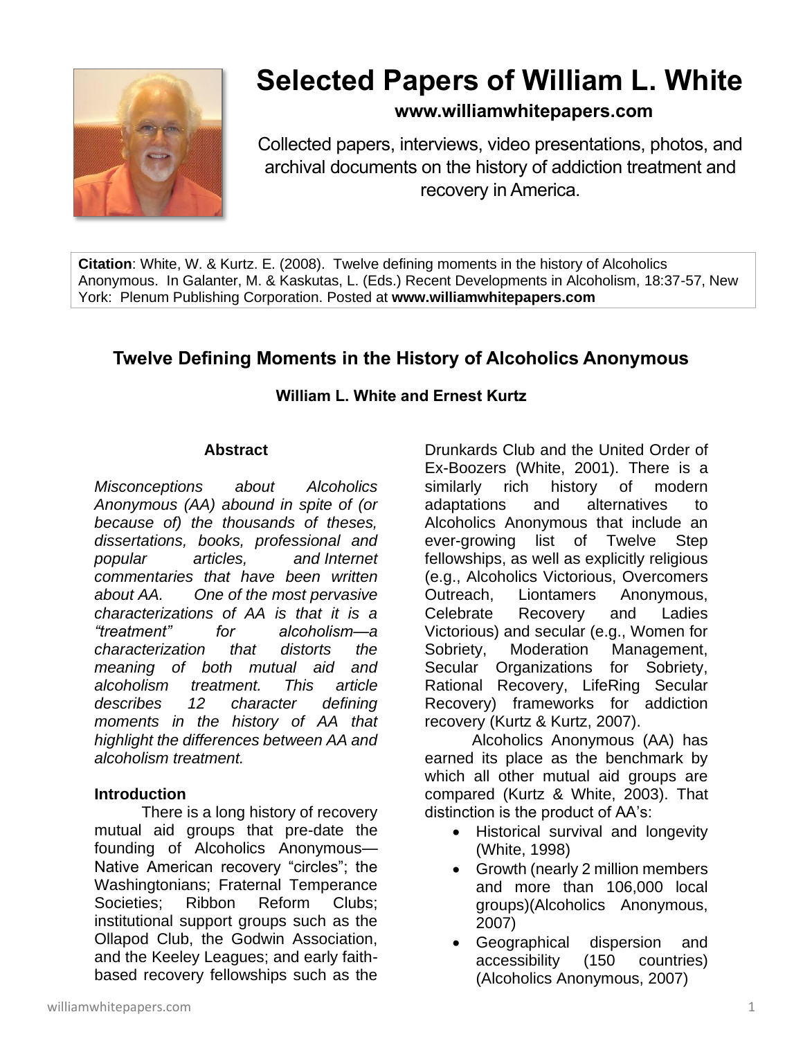# Selected Papers of William L. White

**www.williamwhitepapers.com**

Collected papers, interviews, video presentations, photos, and archival documents on the history of addiction treatment and recovery in America.

**Citation**: White, W. & Kurtz. E. (2008). Twelve defining moments in the history of Alcoholics Anonymous. In Galanter, M. & Kaskutas, L. (Eds.) Recent Developments in Alcoholism, 18:37-57, New York: Plenum Publishing Corporation. Posted at **www.williamwhitepapers.com**

## Twelve Defining Moments in the History of Alcoholics Anonymous

**William L. White and Ernest Kurtz**

### Abstract

*Misconceptions about Alcoholics Anonymous (AA) abound in spite of (or because of) the thousands of theses, dissertations, books, professional and popular articles, and Internet commentaries that have been written about AA. One of the most pervasive characterizations of AA is that it is a "treatment" for alcoholism—a characterization that distorts the meaning of both mutual aid and alcoholism treatment. This article describes 12 character defining moments in the history of AA that highlight the differences between AA and alcoholism treatment.*

### Introduction

There is a long history of recovery mutual aid groups that pre-date the founding of Alcoholics Anonymous—Native American recovery "circles"; the Washingtonians; Fraternal Temperance Societies; Ribbon Reform Clubs; institutional support groups such as the Ollapod Club, the Godwin Association, and the Keeley Leagues; and early faith-based recovery fellowships such as the Drunkards Club and the United Order of Ex-Boozers (White, 2001). There is a similarly rich history of modern adaptations and alternatives to Alcoholics Anonymous that include an ever-growing list of Twelve Step fellowships, as well as explicitly religious (e.g., Alcoholics Victorious, Overcomers Outreach, Liontamers Anonymous, Celebrate Recovery and Ladies Victorious) and secular (e.g., Women for Sobriety, Moderation Management, Secular Organizations for Sobriety, Rational Recovery, LifeRing Secular Recovery) frameworks for addiction recovery (Kurtz & Kurtz, 2007).

Alcoholics Anonymous (AA) has earned its place as the benchmark by which all other mutual aid groups are compared (Kurtz & White, 2003). That distinction is the product of AA's:

- Historical survival and longevity (White, 1998)
- Growth (nearly 2 million members and more than 106,000 local groups)(Alcoholics Anonymous, 2007)
- Geographical dispersion and accessibility (150 countries) (Alcoholics Anonymous, 2007)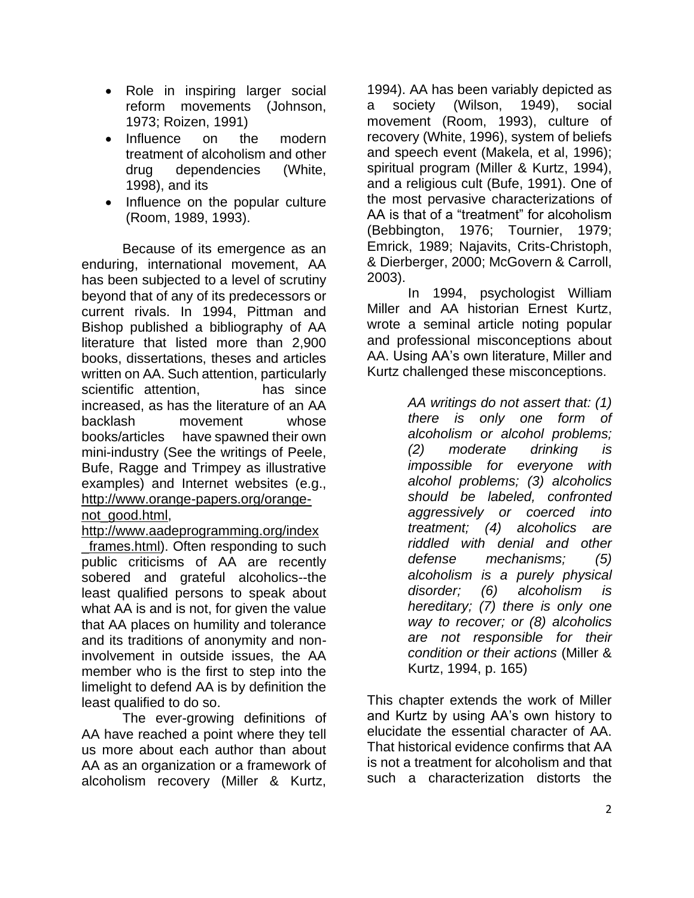- Role in inspiring larger social reform movements (Johnson, 1973; Roizen, 1991)
- Influence on the modern treatment of alcoholism and other drug dependencies (White, 1998), and its
- Influence on the popular culture (Room, 1989, 1993).

Because of its emergence as an enduring, international movement, AA has been subjected to a level of scrutiny beyond that of any of its predecessors or current rivals. In 1994, Pittman and Bishop published a bibliography of AA literature that listed more than 2,900 books, dissertations, theses and articles written on AA. Such attention, particularly scientific attention, has since increased, as has the literature of an AA backlash movement whose books/articles have spawned their own mini-industry (See the writings of Peele, Bufe, Ragge and Trimpey as illustrative examples) and Internet websites (e.g., http://www.orange-papers.org/orange-not_good.html, http://www.aadeprogramming.org/index_frames.html). Often responding to such public criticisms of AA are recently sobered and grateful alcoholics--the least qualified persons to speak about what AA is and is not, for given the value that AA places on humility and tolerance and its traditions of anonymity and non-involvement in outside issues, the AA member who is the first to step into the limelight to defend AA is by definition the least qualified to do so.

The ever-growing definitions of AA have reached a point where they tell us more about each author than about AA as an organization or a framework of alcoholism recovery (Miller & Kurtz, 1994). AA has been variably depicted as a society (Wilson, 1949), social movement (Room, 1993), culture of recovery (White, 1996), system of beliefs and speech event (Makela, et al, 1996); spiritual program (Miller & Kurtz, 1994), and a religious cult (Bufe, 1991). One of the most pervasive characterizations of AA is that of a "treatment" for alcoholism (Bebbington, 1976; Tournier, 1979; Emrick, 1989; Najavits, Crits-Christoph, & Dierberger, 2000; McGovern & Carroll, 2003).

In 1994, psychologist William Miller and AA historian Ernest Kurtz, wrote a seminal article noting popular and professional misconceptions about AA. Using AA's own literature, Miller and Kurtz challenged these misconceptions.

> *AA writings do not assert that: (1) there is only one form of alcoholism or alcohol problems; (2) moderate drinking is impossible for everyone with alcohol problems; (3) alcoholics should be labeled, confronted aggressively or coerced into treatment; (4) alcoholics are riddled with denial and other defense mechanisms; (5) alcoholism is a purely physical disorder; (6) alcoholism is hereditary; (7) there is only one way to recover; or (8) alcoholics are not responsible for their condition or their actions* (Miller & Kurtz, 1994, p. 165)

This chapter extends the work of Miller and Kurtz by using AA's own history to elucidate the essential character of AA. That historical evidence confirms that AA is not a treatment for alcoholism and that such a characterization distorts the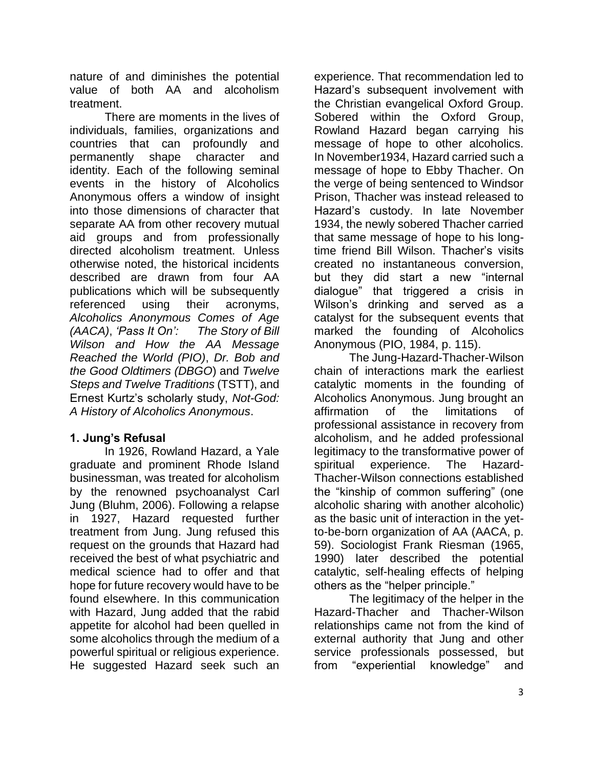nature of and diminishes the potential value of both AA and alcoholism treatment.

There are moments in the lives of individuals, families, organizations and countries that can profoundly and permanently shape character and identity. Each of the following seminal events in the history of Alcoholics Anonymous offers a window of insight into those dimensions of character that separate AA from other recovery mutual aid groups and from professionally directed alcoholism treatment. Unless otherwise noted, the historical incidents described are drawn from four AA publications which will be subsequently referenced using their acronyms, *Alcoholics Anonymous Comes of Age (AACA)*, *'Pass It On': The Story of Bill Wilson and How the AA Message Reached the World (PIO)*, *Dr. Bob and the Good Oldtimers (DBGO)* and *Twelve Steps and Twelve Traditions* (TSTT), and Ernest Kurtz's scholarly study, *Not-God: A History of Alcoholics Anonymous*.

### 1. Jung's Refusal

In 1926, Rowland Hazard, a Yale graduate and prominent Rhode Island businessman, was treated for alcoholism by the renowned psychoanalyst Carl Jung (Bluhm, 2006). Following a relapse in 1927, Hazard requested further treatment from Jung. Jung refused this request on the grounds that Hazard had received the best of what psychiatric and medical science had to offer and that hope for future recovery would have to be found elsewhere. In this communication with Hazard, Jung added that the rabid appetite for alcohol had been quelled in some alcoholics through the medium of a powerful spiritual or religious experience. He suggested Hazard seek such an experience. That recommendation led to Hazard's subsequent involvement with the Christian evangelical Oxford Group. Sobered within the Oxford Group, Rowland Hazard began carrying his message of hope to other alcoholics. In November1934, Hazard carried such a message of hope to Ebby Thacher. On the verge of being sentenced to Windsor Prison, Thacher was instead released to Hazard's custody. In late November 1934, the newly sobered Thacher carried that same message of hope to his long-time friend Bill Wilson. Thacher's visits created no instantaneous conversion, but they did start a new "internal dialogue" that triggered a crisis in Wilson's drinking and served as a catalyst for the subsequent events that marked the founding of Alcoholics Anonymous (PIO, 1984, p. 115).

The Jung-Hazard-Thacher-Wilson chain of interactions mark the earliest catalytic moments in the founding of Alcoholics Anonymous. Jung brought an affirmation of the limitations of professional assistance in recovery from alcoholism, and he added professional legitimacy to the transformative power of spiritual experience. The Hazard-Thacher-Wilson connections established the "kinship of common suffering" (one alcoholic sharing with another alcoholic) as the basic unit of interaction in the yet-to-be-born organization of AA (AACA, p. 59). Sociologist Frank Riesman (1965, 1990) later described the potential catalytic, self-healing effects of helping others as the "helper principle."

The legitimacy of the helper in the Hazard-Thacher and Thacher-Wilson relationships came not from the kind of external authority that Jung and other service professionals possessed, but from "experiential knowledge" and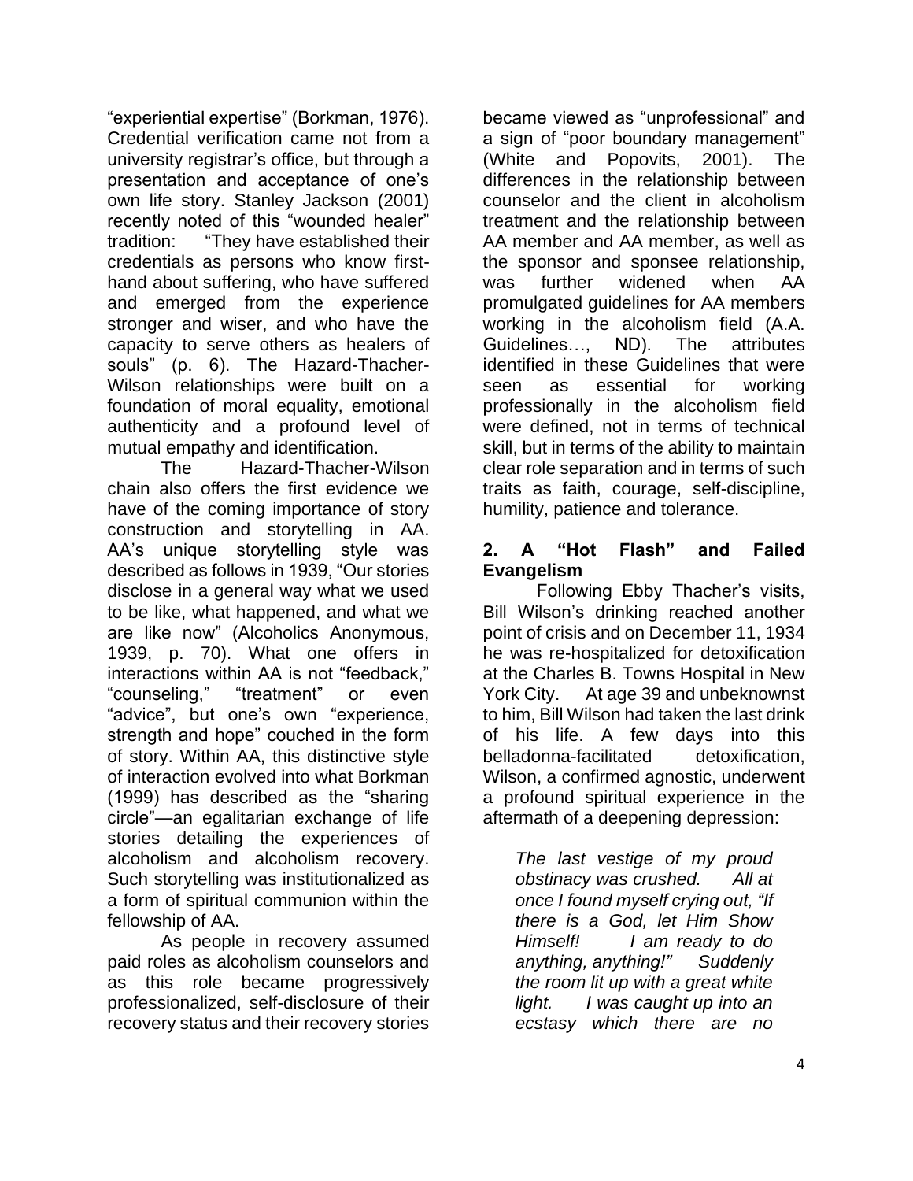"experiential expertise" (Borkman, 1976). Credential verification came not from a university registrar's office, but through a presentation and acceptance of one's own life story. Stanley Jackson (2001) recently noted of this "wounded healer" tradition: "They have established their credentials as persons who know first-hand about suffering, who have suffered and emerged from the experience stronger and wiser, and who have the capacity to serve others as healers of souls" (p. 6). The Hazard-Thacher-Wilson relationships were built on a foundation of moral equality, emotional authenticity and a profound level of mutual empathy and identification.

The Hazard-Thacher-Wilson chain also offers the first evidence we have of the coming importance of story construction and storytelling in AA. AA's unique storytelling style was described as follows in 1939, "Our stories disclose in a general way what we used to be like, what happened, and what we are like now" (Alcoholics Anonymous, 1939, p. 70). What one offers in interactions within AA is not "feedback," "counseling," "treatment" or even "advice", but one's own "experience, strength and hope" couched in the form of story. Within AA, this distinctive style of interaction evolved into what Borkman (1999) has described as the "sharing circle"—an egalitarian exchange of life stories detailing the experiences of alcoholism and alcoholism recovery. Such storytelling was institutionalized as a form of spiritual communion within the fellowship of AA.

As people in recovery assumed paid roles as alcoholism counselors and as this role became progressively professionalized, self-disclosure of their recovery status and their recovery stories became viewed as "unprofessional" and a sign of "poor boundary management" (White and Popovits, 2001). The differences in the relationship between counselor and the client in alcoholism treatment and the relationship between AA member and AA member, as well as the sponsor and sponsee relationship, was further widened when AA promulgated guidelines for AA members working in the alcoholism field (A.A. Guidelines…, ND). The attributes identified in these Guidelines that were seen as essential for working professionally in the alcoholism field were defined, not in terms of technical skill, but in terms of the ability to maintain clear role separation and in terms of such traits as faith, courage, self-discipline, humility, patience and tolerance.

## 2. A "Hot Flash" and Failed Evangelism

Following Ebby Thacher's visits, Bill Wilson's drinking reached another point of crisis and on December 11, 1934 he was re-hospitalized for detoxification at the Charles B. Towns Hospital in New York City. At age 39 and unbeknownst to him, Bill Wilson had taken the last drink of his life. A few days into this belladonna-facilitated detoxification, Wilson, a confirmed agnostic, underwent a profound spiritual experience in the aftermath of a deepening depression:

> *The last vestige of my proud obstinacy was crushed. All at once I found myself crying out, "If there is a God, let Him Show Himself! I am ready to do anything, anything!" Suddenly the room lit up with a great white light. I was caught up into an ecstasy which there are no*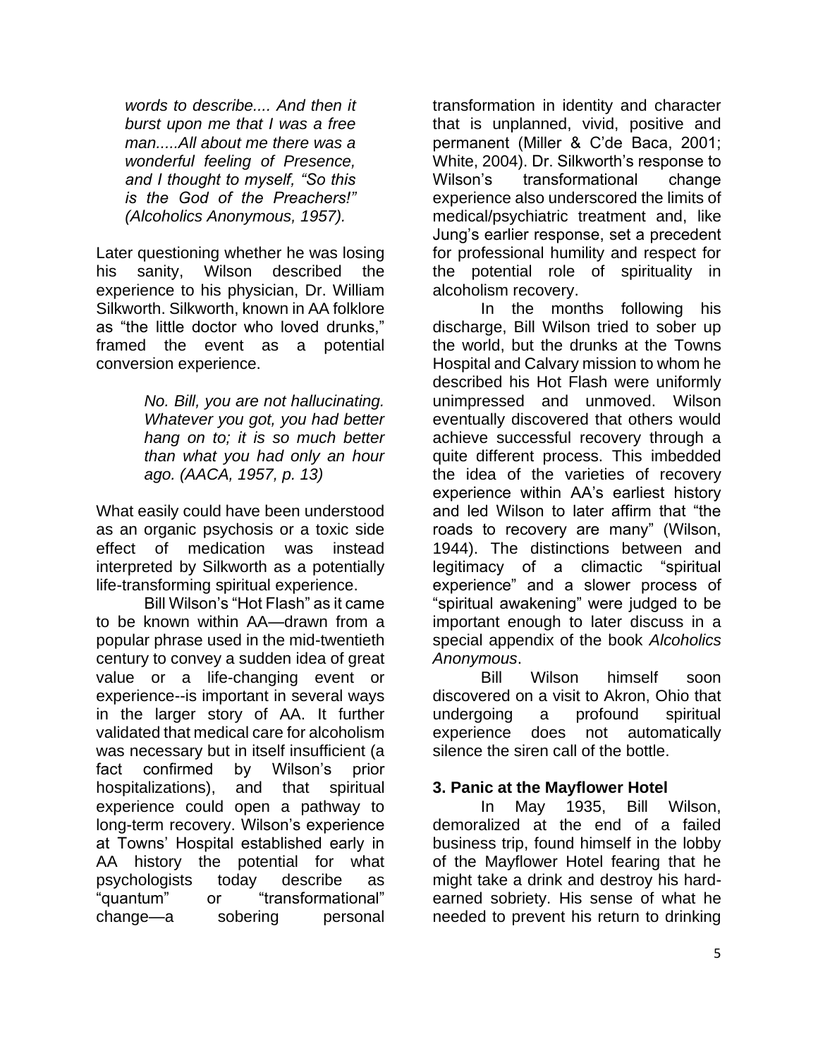> *words to describe.... And then it burst upon me that I was a free man.....All about me there was a wonderful feeling of Presence, and I thought to myself, "So this is the God of the Preachers!" (Alcoholics Anonymous, 1957).*

Later questioning whether he was losing his sanity, Wilson described the experience to his physician, Dr. William Silkworth. Silkworth, known in AA folklore as "the little doctor who loved drunks," framed the event as a potential conversion experience.

> *No. Bill, you are not hallucinating. Whatever you got, you had better hang on to; it is so much better than what you had only an hour ago. (AACA, 1957, p. 13)*

What easily could have been understood as an organic psychosis or a toxic side effect of medication was instead interpreted by Silkworth as a potentially life-transforming spiritual experience.

Bill Wilson's "Hot Flash" as it came to be known within AA—drawn from a popular phrase used in the mid-twentieth century to convey a sudden idea of great value or a life-changing event or experience--is important in several ways in the larger story of AA. It further validated that medical care for alcoholism was necessary but in itself insufficient (a fact confirmed by Wilson's prior hospitalizations), and that spiritual experience could open a pathway to long-term recovery. Wilson's experience at Towns' Hospital established early in AA history the potential for what psychologists today describe as "quantum" or "transformational" change—a sobering personal transformation in identity and character that is unplanned, vivid, positive and permanent (Miller & C'de Baca, 2001; White, 2004). Dr. Silkworth's response to Wilson's transformational change experience also underscored the limits of medical/psychiatric treatment and, like Jung's earlier response, set a precedent for professional humility and respect for the potential role of spirituality in alcoholism recovery.

In the months following his discharge, Bill Wilson tried to sober up the world, but the drunks at the Towns Hospital and Calvary mission to whom he described his Hot Flash were uniformly unimpressed and unmoved. Wilson eventually discovered that others would achieve successful recovery through a quite different process. This imbedded the idea of the varieties of recovery experience within AA's earliest history and led Wilson to later affirm that "the roads to recovery are many" (Wilson, 1944). The distinctions between and legitimacy of a climactic "spiritual experience" and a slower process of "spiritual awakening" were judged to be important enough to later discuss in a special appendix of the book *Alcoholics Anonymous*.

Bill Wilson himself soon discovered on a visit to Akron, Ohio that undergoing a profound spiritual experience does not automatically silence the siren call of the bottle.

### 3. Panic at the Mayflower Hotel

In May 1935, Bill Wilson, demoralized at the end of a failed business trip, found himself in the lobby of the Mayflower Hotel fearing that he might take a drink and destroy his hard-earned sobriety. His sense of what he needed to prevent his return to drinking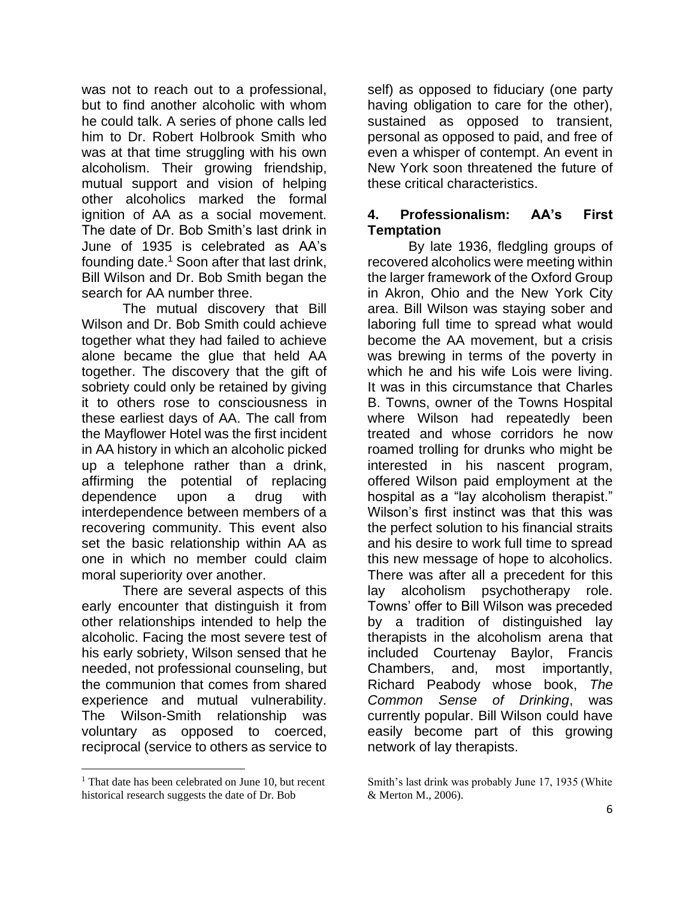was not to reach out to a professional, but to find another alcoholic with whom he could talk. A series of phone calls led him to Dr. Robert Holbrook Smith who was at that time struggling with his own alcoholism. Their growing friendship, mutual support and vision of helping other alcoholics marked the formal ignition of AA as a social movement. The date of Dr. Bob Smith's last drink in June of 1935 is celebrated as AA's founding date.[1] Soon after that last drink, Bill Wilson and Dr. Bob Smith began the search for AA number three.

The mutual discovery that Bill Wilson and Dr. Bob Smith could achieve together what they had failed to achieve alone became the glue that held AA together. The discovery that the gift of sobriety could only be retained by giving it to others rose to consciousness in these earliest days of AA. The call from the Mayflower Hotel was the first incident in AA history in which an alcoholic picked up a telephone rather than a drink, affirming the potential of replacing dependence upon a drug with interdependence between members of a recovering community. This event also set the basic relationship within AA as one in which no member could claim moral superiority over another.

There are several aspects of this early encounter that distinguish it from other relationships intended to help the alcoholic. Facing the most severe test of his early sobriety, Wilson sensed that he needed, not professional counseling, but the communion that comes from shared experience and mutual vulnerability. The Wilson-Smith relationship was voluntary as opposed to coerced, reciprocal (service to others as service to self) as opposed to fiduciary (one party having obligation to care for the other), sustained as opposed to transient, personal as opposed to paid, and free of even a whisper of contempt. An event in New York soon threatened the future of these critical characteristics.

## 4. Professionalism: AA's First Temptation

By late 1936, fledgling groups of recovered alcoholics were meeting within the larger framework of the Oxford Group in Akron, Ohio and the New York City area. Bill Wilson was staying sober and laboring full time to spread what would become the AA movement, but a crisis was brewing in terms of the poverty in which he and his wife Lois were living. It was in this circumstance that Charles B. Towns, owner of the Towns Hospital where Wilson had repeatedly been treated and whose corridors he now roamed trolling for drunks who might be interested in his nascent program, offered Wilson paid employment at the hospital as a "lay alcoholism therapist." Wilson's first instinct was that this was the perfect solution to his financial straits and his desire to work full time to spread this new message of hope to alcoholics. There was after all a precedent for this lay alcoholism psychotherapy role. Towns' offer to Bill Wilson was preceded by a tradition of distinguished lay therapists in the alcoholism arena that included Courtenay Baylor, Francis Chambers, and, most importantly, Richard Peabody whose book, *The Common Sense of Drinking*, was currently popular. Bill Wilson could have easily become part of this growing network of lay therapists.

[1] That date has been celebrated on June 10, but recent historical research suggests the date of Dr. Bob Smith's last drink was probably June 17, 1935 (White & Merton M., 2006).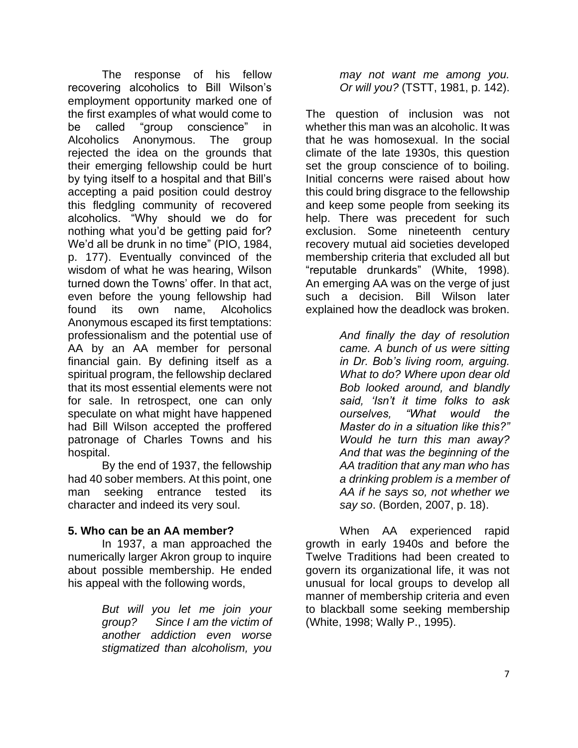The response of his fellow recovering alcoholics to Bill Wilson's employment opportunity marked one of the first examples of what would come to be called "group conscience" in Alcoholics Anonymous. The group rejected the idea on the grounds that their emerging fellowship could be hurt by tying itself to a hospital and that Bill's accepting a paid position could destroy this fledgling community of recovered alcoholics. "Why should we do for nothing what you'd be getting paid for? We'd all be drunk in no time" (PIO, 1984, p. 177). Eventually convinced of the wisdom of what he was hearing, Wilson turned down the Towns' offer. In that act, even before the young fellowship had found its own name, Alcoholics Anonymous escaped its first temptations: professionalism and the potential use of AA by an AA member for personal financial gain. By defining itself as a spiritual program, the fellowship declared that its most essential elements were not for sale. In retrospect, one can only speculate on what might have happened had Bill Wilson accepted the proffered patronage of Charles Towns and his hospital.

By the end of 1937, the fellowship had 40 sober members. At this point, one man seeking entrance tested its character and indeed its very soul.

**5. Who can be an AA member?**

In 1937, a man approached the numerically larger Akron group to inquire about possible membership. He ended his appeal with the following words,

> *But will you let me join your group? Since I am the victim of another addiction even worse stigmatized than alcoholism, you may not want me among you. Or will you?* (TSTT, 1981, p. 142).

The question of inclusion was not whether this man was an alcoholic. It was that he was homosexual. In the social climate of the late 1930s, this question set the group conscience of to boiling. Initial concerns were raised about how this could bring disgrace to the fellowship and keep some people from seeking its help. There was precedent for such exclusion. Some nineteenth century recovery mutual aid societies developed membership criteria that excluded all but "reputable drunkards" (White, 1998). An emerging AA was on the verge of just such a decision. Bill Wilson later explained how the deadlock was broken.

> *And finally the day of resolution came. A bunch of us were sitting in Dr. Bob's living room, arguing. What to do? Where upon dear old Bob looked around, and blandly said, 'Isn't it time folks to ask ourselves, "What would the Master do in a situation like this?" Would he turn this man away? And that was the beginning of the AA tradition that any man who has a drinking problem is a member of AA if he says so, not whether we say so*. (Borden, 2007, p. 18).

When AA experienced rapid growth in early 1940s and before the Twelve Traditions had been created to govern its organizational life, it was not unusual for local groups to develop all manner of membership criteria and even to blackball some seeking membership (White, 1998; Wally P., 1995).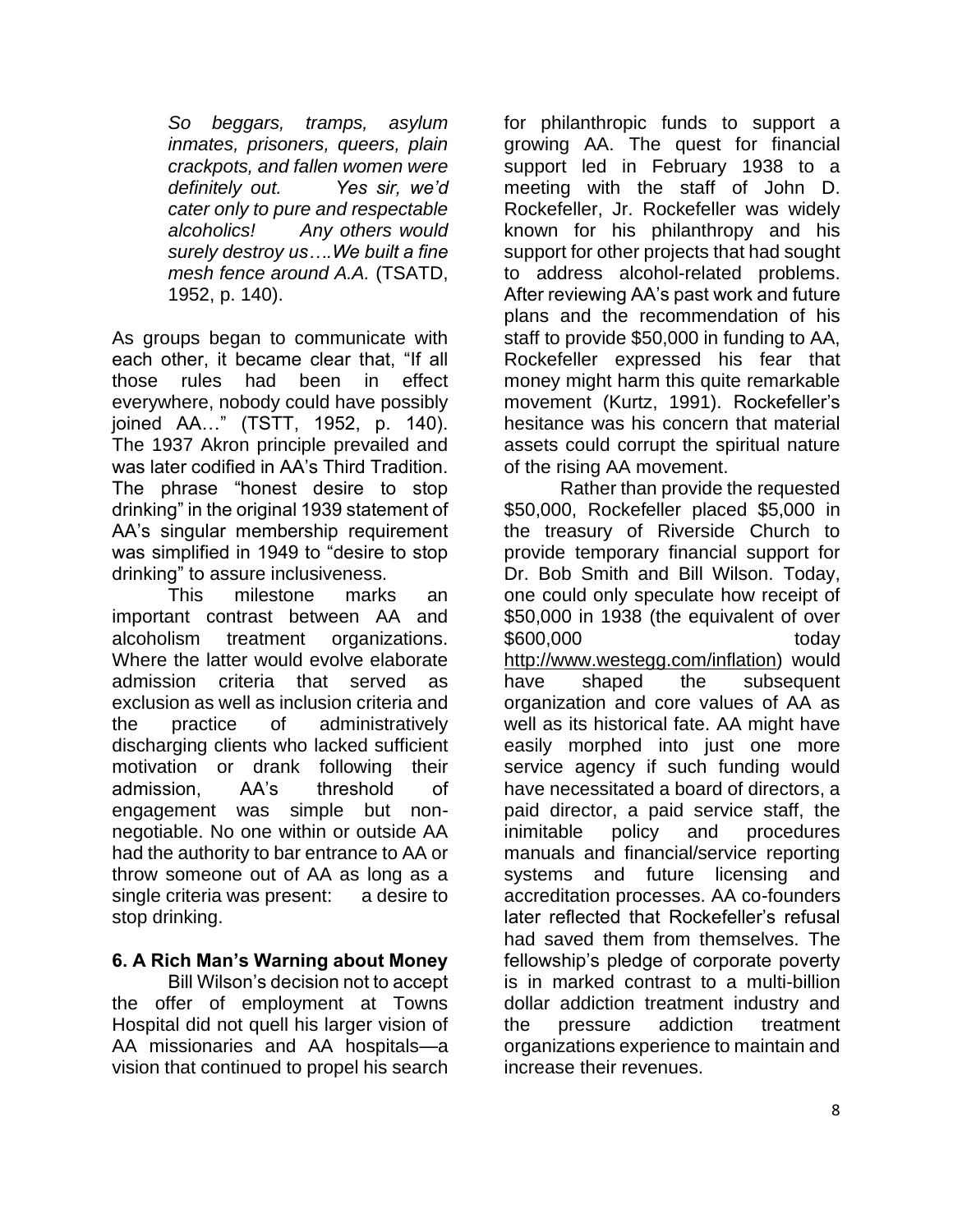> *So beggars, tramps, asylum inmates, prisoners, queers, plain crackpots, and fallen women were definitely out. Yes sir, we'd cater only to pure and respectable alcoholics! Any others would surely destroy us….We built a fine mesh fence around A.A.* (TSATD, 1952, p. 140).

As groups began to communicate with each other, it became clear that, "If all those rules had been in effect everywhere, nobody could have possibly joined AA…" (TSTT, 1952, p. 140). The 1937 Akron principle prevailed and was later codified in AA's Third Tradition. The phrase "honest desire to stop drinking" in the original 1939 statement of AA's singular membership requirement was simplified in 1949 to "desire to stop drinking" to assure inclusiveness.

This milestone marks an important contrast between AA and alcoholism treatment organizations. Where the latter would evolve elaborate admission criteria that served as exclusion as well as inclusion criteria and the practice of administratively discharging clients who lacked sufficient motivation or drank following their admission, AA's threshold of engagement was simple but non-negotiable. No one within or outside AA had the authority to bar entrance to AA or throw someone out of AA as long as a single criteria was present: a desire to stop drinking.

### 6. A Rich Man's Warning about Money

Bill Wilson's decision not to accept the offer of employment at Towns Hospital did not quell his larger vision of AA missionaries and AA hospitals—a vision that continued to propel his search for philanthropic funds to support a growing AA. The quest for financial support led in February 1938 to a meeting with the staff of John D. Rockefeller, Jr. Rockefeller was widely known for his philanthropy and his support for other projects that had sought to address alcohol-related problems. After reviewing AA's past work and future plans and the recommendation of his staff to provide $50,000 in funding to AA, Rockefeller expressed his fear that money might harm this quite remarkable movement (Kurtz, 1991). Rockefeller's hesitance was his concern that material assets could corrupt the spiritual nature of the rising AA movement.

Rather than provide the requested $50,000, Rockefeller placed $5,000 in the treasury of Riverside Church to provide temporary financial support for Dr. Bob Smith and Bill Wilson. Today, one could only speculate how receipt of $50,000 in 1938 (the equivalent of over $600,000 today http://www.westegg.com/inflation) would have shaped the subsequent organization and core values of AA as well as its historical fate. AA might have easily morphed into just one more service agency if such funding would have necessitated a board of directors, a paid director, a paid service staff, the inimitable policy and procedures manuals and financial/service reporting systems and future licensing and accreditation processes. AA co-founders later reflected that Rockefeller's refusal had saved them from themselves. The fellowship's pledge of corporate poverty is in marked contrast to a multi-billion dollar addiction treatment industry and the pressure addiction treatment organizations experience to maintain and increase their revenues.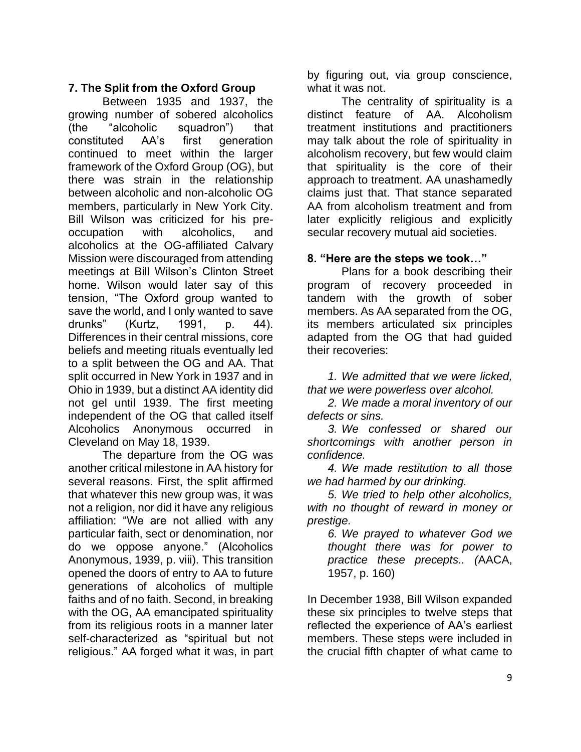### 7. The Split from the Oxford Group

Between 1935 and 1937, the growing number of sobered alcoholics (the "alcoholic squadron") that constituted AA's first generation continued to meet within the larger framework of the Oxford Group (OG), but there was strain in the relationship between alcoholic and non-alcoholic OG members, particularly in New York City. Bill Wilson was criticized for his pre-occupation with alcoholics, and alcoholics at the OG-affiliated Calvary Mission were discouraged from attending meetings at Bill Wilson's Clinton Street home. Wilson would later say of this tension, "The Oxford group wanted to save the world, and I only wanted to save drunks" (Kurtz, 1991, p. 44). Differences in their central missions, core beliefs and meeting rituals eventually led to a split between the OG and AA. That split occurred in New York in 1937 and in Ohio in 1939, but a distinct AA identity did not gel until 1939. The first meeting independent of the OG that called itself Alcoholics Anonymous occurred in Cleveland on May 18, 1939.

The departure from the OG was another critical milestone in AA history for several reasons. First, the split affirmed that whatever this new group was, it was not a religion, nor did it have any religious affiliation: "We are not allied with any particular faith, sect or denomination, nor do we oppose anyone." (Alcoholics Anonymous, 1939, p. viii). This transition opened the doors of entry to AA to future generations of alcoholics of multiple faiths and of no faith. Second, in breaking with the OG, AA emancipated spirituality from its religious roots in a manner later self-characterized as "spiritual but not religious." AA forged what it was, in part by figuring out, via group conscience, what it was not.

The centrality of spirituality is a distinct feature of AA. Alcoholism treatment institutions and practitioners may talk about the role of spirituality in alcoholism recovery, but few would claim that spirituality is the core of their approach to treatment. AA unashamedly claims just that. That stance separated AA from alcoholism treatment and from later explicitly religious and explicitly secular recovery mutual aid societies.

### 8. "Here are the steps we took…"

Plans for a book describing their program of recovery proceeded in tandem with the growth of sober members. As AA separated from the OG, its members articulated six principles adapted from the OG that had guided their recoveries:

> *1. We admitted that we were licked, that we were powerless over alcohol.*
>
> *2. We made a moral inventory of our defects or sins.*
>
> *3. We confessed or shared our shortcomings with another person in confidence.*
>
> *4. We made restitution to all those we had harmed by our drinking.*
>
> *5. We tried to help other alcoholics, with no thought of reward in money or prestige.*
>
> *6. We prayed to whatever God we thought there was for power to practice these precepts..* (AACA, 1957, p. 160)

In December 1938, Bill Wilson expanded these six principles to twelve steps that reflected the experience of AA's earliest members. These steps were included in the crucial fifth chapter of what came to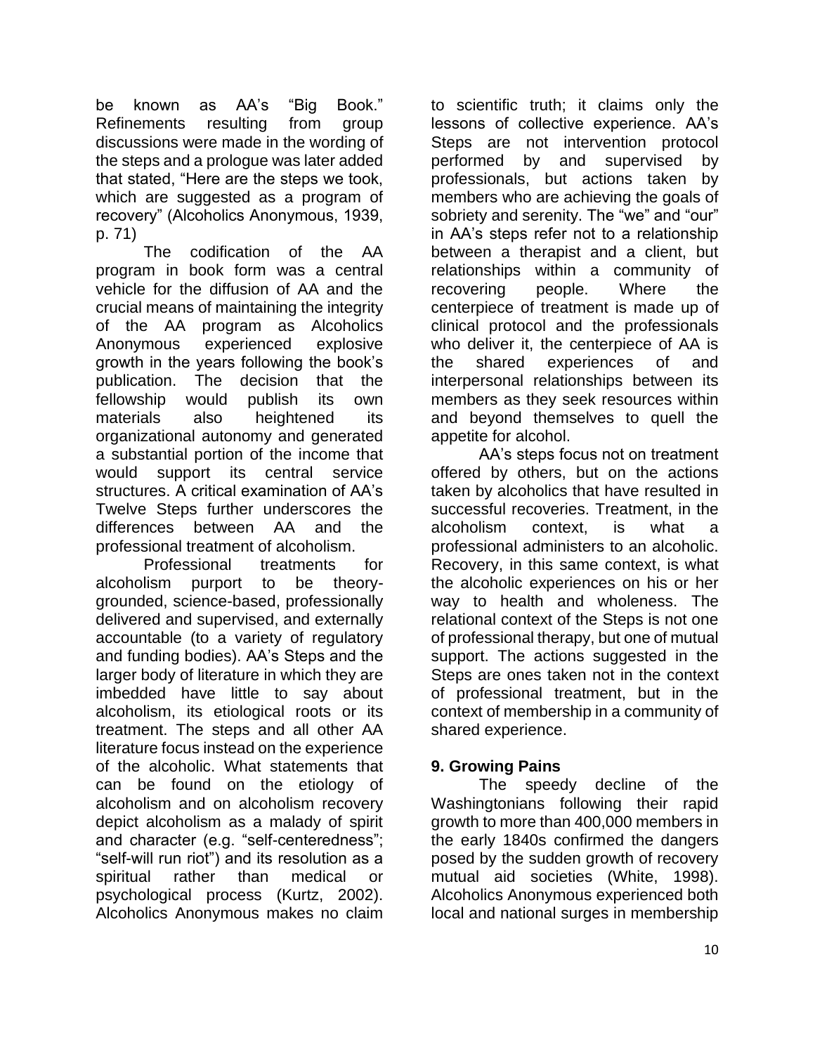be known as AA's "Big Book." Refinements resulting from group discussions were made in the wording of the steps and a prologue was later added that stated, "Here are the steps we took, which are suggested as a program of recovery" (Alcoholics Anonymous, 1939, p. 71)

The codification of the AA program in book form was a central vehicle for the diffusion of AA and the crucial means of maintaining the integrity of the AA program as Alcoholics Anonymous experienced explosive growth in the years following the book's publication. The decision that the fellowship would publish its own materials also heightened its organizational autonomy and generated a substantial portion of the income that would support its central service structures. A critical examination of AA's Twelve Steps further underscores the differences between AA and the professional treatment of alcoholism.

Professional treatments for alcoholism purport to be theory-grounded, science-based, professionally delivered and supervised, and externally accountable (to a variety of regulatory and funding bodies). AA's Steps and the larger body of literature in which they are imbedded have little to say about alcoholism, its etiological roots or its treatment. The steps and all other AA literature focus instead on the experience of the alcoholic. What statements that can be found on the etiology of alcoholism and on alcoholism recovery depict alcoholism as a malady of spirit and character (e.g. "self-centeredness"; "self-will run riot") and its resolution as a spiritual rather than medical or psychological process (Kurtz, 2002). Alcoholics Anonymous makes no claim to scientific truth; it claims only the lessons of collective experience. AA's Steps are not intervention protocol performed by and supervised by professionals, but actions taken by members who are achieving the goals of sobriety and serenity. The "we" and "our" in AA's steps refer not to a relationship between a therapist and a client, but relationships within a community of recovering people. Where the centerpiece of treatment is made up of clinical protocol and the professionals who deliver it, the centerpiece of AA is the shared experiences of and interpersonal relationships between its members as they seek resources within and beyond themselves to quell the appetite for alcohol.

AA's steps focus not on treatment offered by others, but on the actions taken by alcoholics that have resulted in successful recoveries. Treatment, in the alcoholism context, is what a professional administers to an alcoholic. Recovery, in this same context, is what the alcoholic experiences on his or her way to health and wholeness. The relational context of the Steps is not one of professional therapy, but one of mutual support. The actions suggested in the Steps are ones taken not in the context of professional treatment, but in the context of membership in a community of shared experience.

## 9. Growing Pains

The speedy decline of the Washingtonians following their rapid growth to more than 400,000 members in the early 1840s confirmed the dangers posed by the sudden growth of recovery mutual aid societies (White, 1998). Alcoholics Anonymous experienced both local and national surges in membership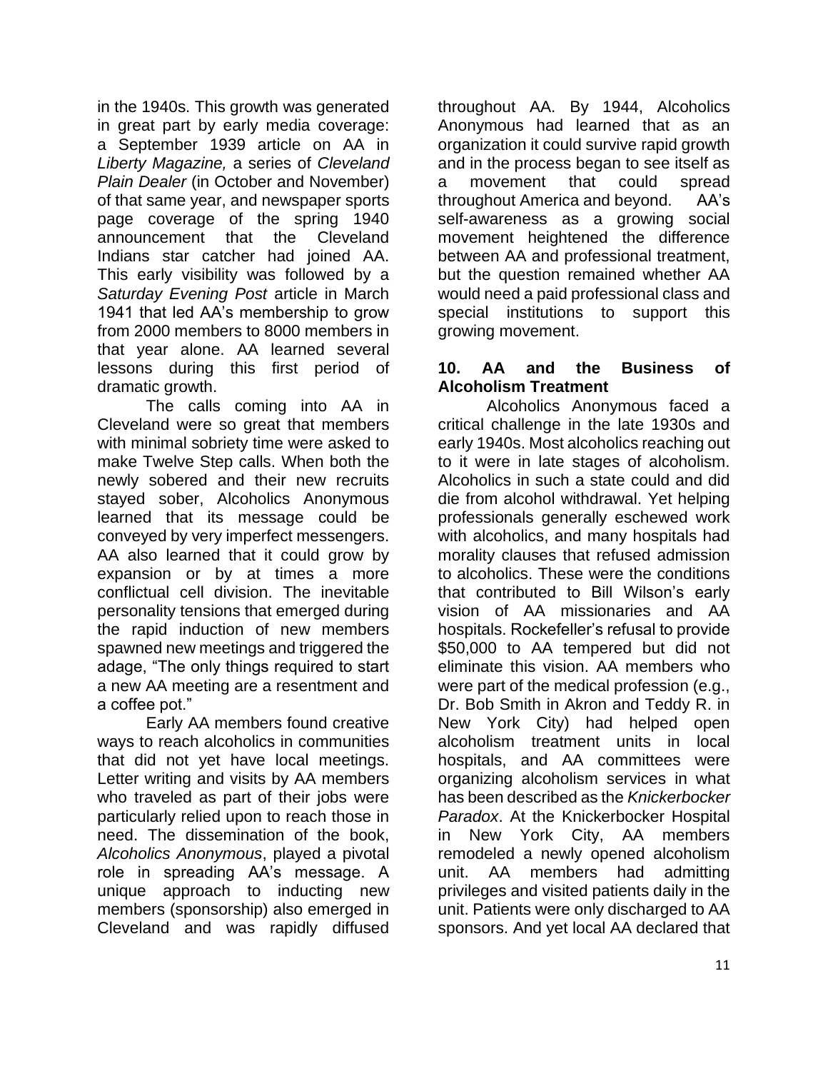in the 1940s. This growth was generated in great part by early media coverage: a September 1939 article on AA in *Liberty Magazine,* a series of *Cleveland Plain Dealer* (in October and November) of that same year, and newspaper sports page coverage of the spring 1940 announcement that the Cleveland Indians star catcher had joined AA. This early visibility was followed by a *Saturday Evening Post* article in March 1941 that led AA's membership to grow from 2000 members to 8000 members in that year alone. AA learned several lessons during this first period of dramatic growth.

The calls coming into AA in Cleveland were so great that members with minimal sobriety time were asked to make Twelve Step calls. When both the newly sobered and their new recruits stayed sober, Alcoholics Anonymous learned that its message could be conveyed by very imperfect messengers. AA also learned that it could grow by expansion or by at times a more conflictual cell division. The inevitable personality tensions that emerged during the rapid induction of new members spawned new meetings and triggered the adage, "The only things required to start a new AA meeting are a resentment and a coffee pot."

Early AA members found creative ways to reach alcoholics in communities that did not yet have local meetings. Letter writing and visits by AA members who traveled as part of their jobs were particularly relied upon to reach those in need. The dissemination of the book, *Alcoholics Anonymous*, played a pivotal role in spreading AA's message. A unique approach to inducting new members (sponsorship) also emerged in Cleveland and was rapidly diffused throughout AA. By 1944, Alcoholics Anonymous had learned that as an organization it could survive rapid growth and in the process began to see itself as a movement that could spread throughout America and beyond. AA's self-awareness as a growing social movement heightened the difference between AA and professional treatment, but the question remained whether AA would need a paid professional class and special institutions to support this growing movement.

## 10. AA and the Business of Alcoholism Treatment

Alcoholics Anonymous faced a critical challenge in the late 1930s and early 1940s. Most alcoholics reaching out to it were in late stages of alcoholism. Alcoholics in such a state could and did die from alcohol withdrawal. Yet helping professionals generally eschewed work with alcoholics, and many hospitals had morality clauses that refused admission to alcoholics. These were the conditions that contributed to Bill Wilson's early vision of AA missionaries and AA hospitals. Rockefeller's refusal to provide $50,000 to AA tempered but did not eliminate this vision. AA members who were part of the medical profession (e.g., Dr. Bob Smith in Akron and Teddy R. in New York City) had helped open alcoholism treatment units in local hospitals, and AA committees were organizing alcoholism services in what has been described as the *Knickerbocker Paradox*. At the Knickerbocker Hospital in New York City, AA members remodeled a newly opened alcoholism unit. AA members had admitting privileges and visited patients daily in the unit. Patients were only discharged to AA sponsors. And yet local AA declared that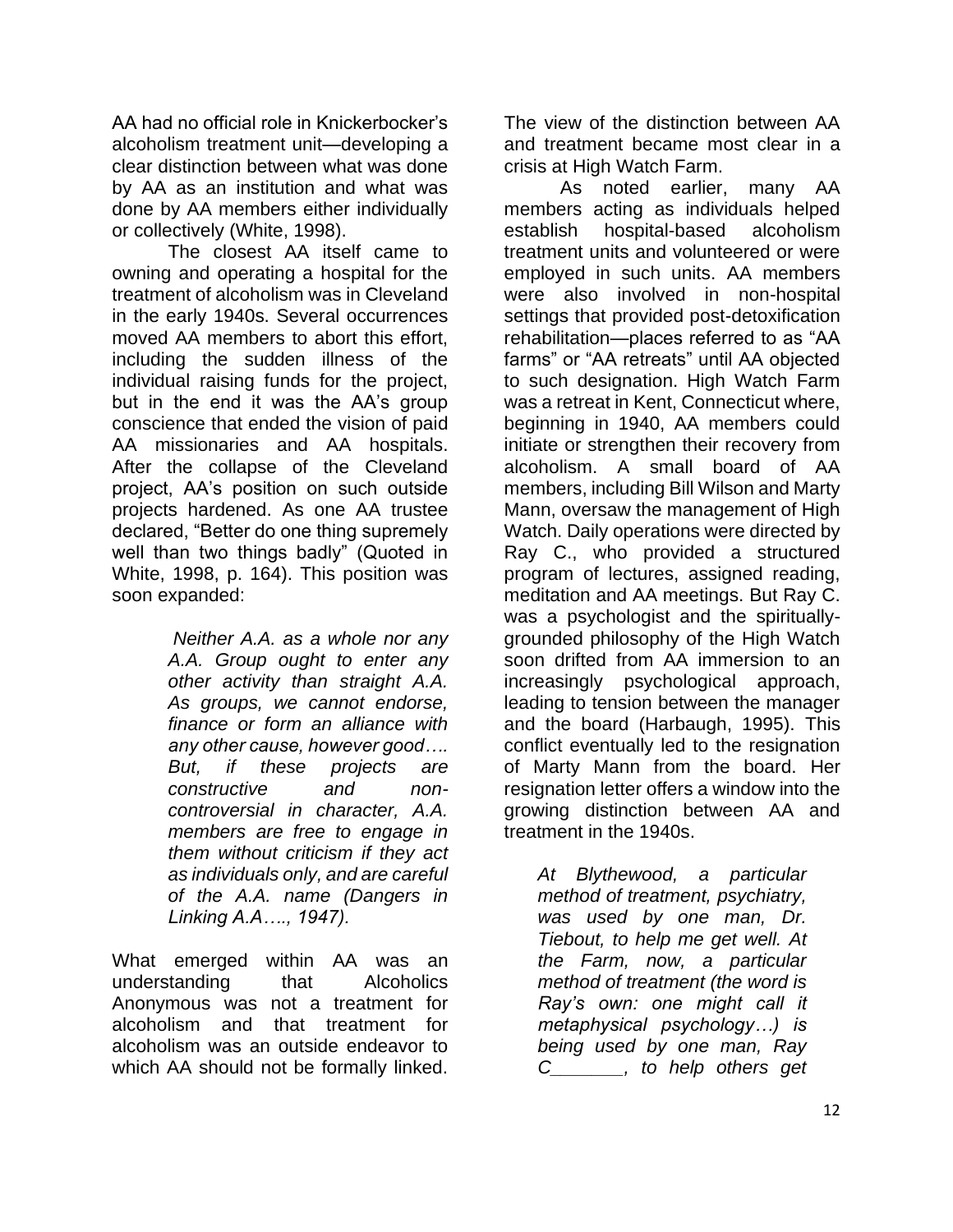AA had no official role in Knickerbocker's alcoholism treatment unit—developing a clear distinction between what was done by AA as an institution and what was done by AA members either individually or collectively (White, 1998).

The closest AA itself came to owning and operating a hospital for the treatment of alcoholism was in Cleveland in the early 1940s. Several occurrences moved AA members to abort this effort, including the sudden illness of the individual raising funds for the project, but in the end it was the AA's group conscience that ended the vision of paid AA missionaries and AA hospitals. After the collapse of the Cleveland project, AA's position on such outside projects hardened. As one AA trustee declared, "Better do one thing supremely well than two things badly" (Quoted in White, 1998, p. 164). This position was soon expanded:

> *Neither A.A. as a whole nor any A.A. Group ought to enter any other activity than straight A.A. As groups, we cannot endorse, finance or form an alliance with any other cause, however good…. But, if these projects are constructive and non-controversial in character, A.A. members are free to engage in them without criticism if they act as individuals only, and are careful of the A.A. name (Dangers in Linking A.A…., 1947).*

What emerged within AA was an understanding that Alcoholics Anonymous was not a treatment for alcoholism and that treatment for alcoholism was an outside endeavor to which AA should not be formally linked. The view of the distinction between AA and treatment became most clear in a crisis at High Watch Farm.

As noted earlier, many AA members acting as individuals helped establish hospital-based alcoholism treatment units and volunteered or were employed in such units. AA members were also involved in non-hospital settings that provided post-detoxification rehabilitation—places referred to as "AA farms" or "AA retreats" until AA objected to such designation. High Watch Farm was a retreat in Kent, Connecticut where, beginning in 1940, AA members could initiate or strengthen their recovery from alcoholism. A small board of AA members, including Bill Wilson and Marty Mann, oversaw the management of High Watch. Daily operations were directed by Ray C., who provided a structured program of lectures, assigned reading, meditation and AA meetings. But Ray C. was a psychologist and the spiritually-grounded philosophy of the High Watch soon drifted from AA immersion to an increasingly psychological approach, leading to tension between the manager and the board (Harbaugh, 1995). This conflict eventually led to the resignation of Marty Mann from the board. Her resignation letter offers a window into the growing distinction between AA and treatment in the 1940s.

> *At Blythewood, a particular method of treatment, psychiatry, was used by one man, Dr. Tiebout, to help me get well. At the Farm, now, a particular method of treatment (the word is Ray's own: one might call it metaphysical psychology…) is being used by one man, Ray C_______, to help others get*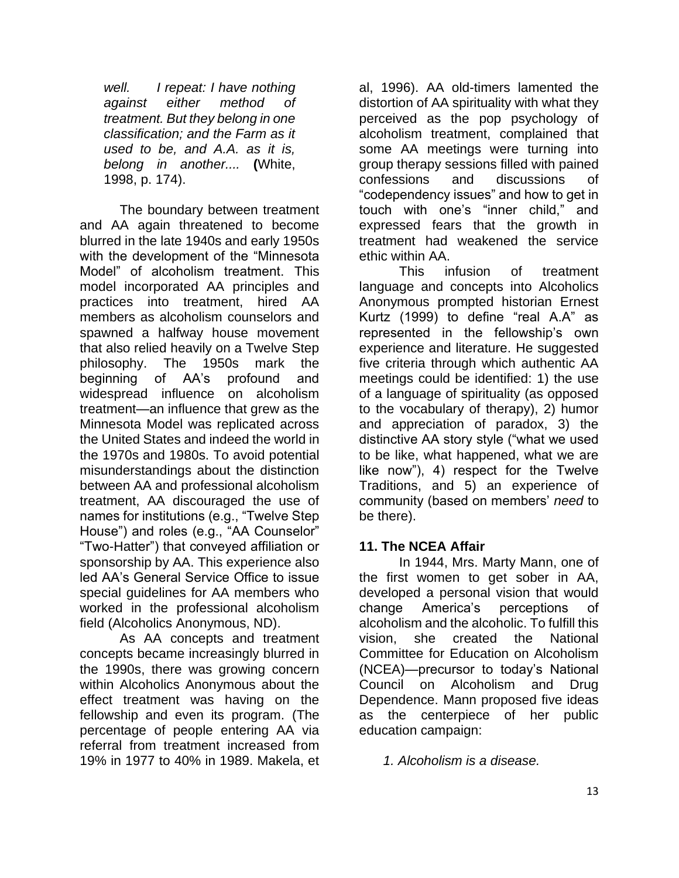*well. I repeat: I have nothing against either method of treatment. But they belong in one classification; and the Farm as it used to be, and A.A. as it is, belong in another....* **(**White, 1998, p. 174).

The boundary between treatment and AA again threatened to become blurred in the late 1940s and early 1950s with the development of the "Minnesota Model" of alcoholism treatment. This model incorporated AA principles and practices into treatment, hired AA members as alcoholism counselors and spawned a halfway house movement that also relied heavily on a Twelve Step philosophy. The 1950s mark the beginning of AA's profound and widespread influence on alcoholism treatment—an influence that grew as the Minnesota Model was replicated across the United States and indeed the world in the 1970s and 1980s. To avoid potential misunderstandings about the distinction between AA and professional alcoholism treatment, AA discouraged the use of names for institutions (e.g., "Twelve Step House") and roles (e.g., "AA Counselor" "Two-Hatter") that conveyed affiliation or sponsorship by AA. This experience also led AA's General Service Office to issue special guidelines for AA members who worked in the professional alcoholism field (Alcoholics Anonymous, ND).

As AA concepts and treatment concepts became increasingly blurred in the 1990s, there was growing concern within Alcoholics Anonymous about the effect treatment was having on the fellowship and even its program. (The percentage of people entering AA via referral from treatment increased from 19% in 1977 to 40% in 1989. Makela, et al, 1996). AA old-timers lamented the distortion of AA spirituality with what they perceived as the pop psychology of alcoholism treatment, complained that some AA meetings were turning into group therapy sessions filled with pained confessions and discussions of "codependency issues" and how to get in touch with one's "inner child," and expressed fears that the growth in treatment had weakened the service ethic within AA.

This infusion of treatment language and concepts into Alcoholics Anonymous prompted historian Ernest Kurtz (1999) to define "real A.A" as represented in the fellowship's own experience and literature. He suggested five criteria through which authentic AA meetings could be identified: 1) the use of a language of spirituality (as opposed to the vocabulary of therapy), 2) humor and appreciation of paradox, 3) the distinctive AA story style ("what we used to be like, what happened, what we are like now"), 4) respect for the Twelve Traditions, and 5) an experience of community (based on members' *need* to be there).

### 11. The NCEA Affair

In 1944, Mrs. Marty Mann, one of the first women to get sober in AA, developed a personal vision that would change America's perceptions of alcoholism and the alcoholic. To fulfill this vision, she created the National Committee for Education on Alcoholism (NCEA)—precursor to today's National Council on Alcoholism and Drug Dependence. Mann proposed five ideas as the centerpiece of her public education campaign:

*1. Alcoholism is a disease.*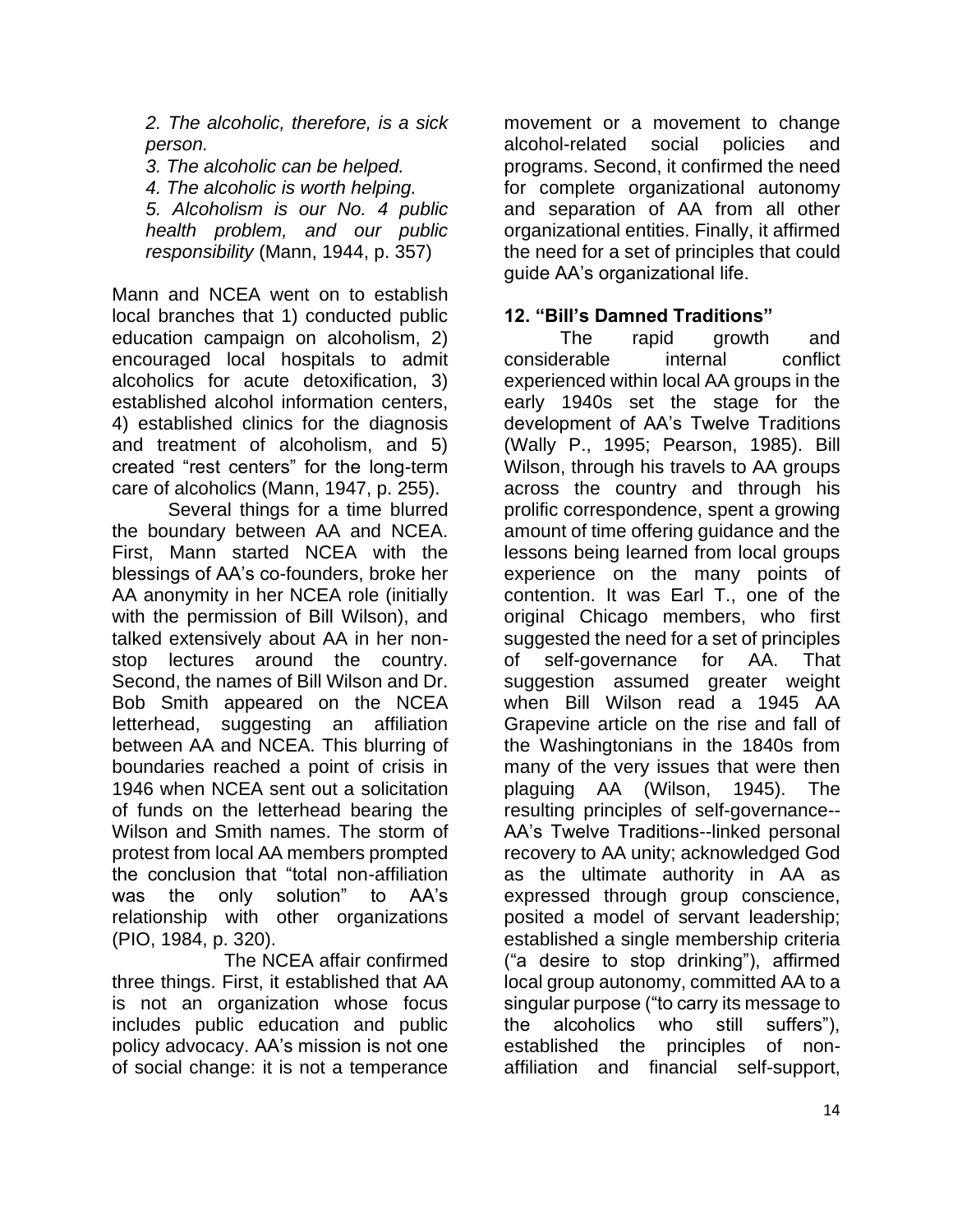*2. The alcoholic, therefore, is a sick person.*
*3. The alcoholic can be helped.*
*4. The alcoholic is worth helping.*
*5. Alcoholism is our No. 4 public health problem, and our public responsibility* (Mann, 1944, p. 357)

Mann and NCEA went on to establish local branches that 1) conducted public education campaign on alcoholism, 2) encouraged local hospitals to admit alcoholics for acute detoxification, 3) established alcohol information centers, 4) established clinics for the diagnosis and treatment of alcoholism, and 5) created "rest centers" for the long-term care of alcoholics (Mann, 1947, p. 255).

Several things for a time blurred the boundary between AA and NCEA. First, Mann started NCEA with the blessings of AA's co-founders, broke her AA anonymity in her NCEA role (initially with the permission of Bill Wilson), and talked extensively about AA in her non-stop lectures around the country. Second, the names of Bill Wilson and Dr. Bob Smith appeared on the NCEA letterhead, suggesting an affiliation between AA and NCEA. This blurring of boundaries reached a point of crisis in 1946 when NCEA sent out a solicitation of funds on the letterhead bearing the Wilson and Smith names. The storm of protest from local AA members prompted the conclusion that "total non-affiliation was the only solution" to AA's relationship with other organizations (PIO, 1984, p. 320).

The NCEA affair confirmed three things. First, it established that AA is not an organization whose focus includes public education and public policy advocacy. AA's mission is not one of social change: it is not a temperance movement or a movement to change alcohol-related social policies and programs. Second, it confirmed the need for complete organizational autonomy and separation of AA from all other organizational entities. Finally, it affirmed the need for a set of principles that could guide AA's organizational life.

### 12. "Bill's Damned Traditions"

The rapid growth and considerable internal conflict experienced within local AA groups in the early 1940s set the stage for the development of AA's Twelve Traditions (Wally P., 1995; Pearson, 1985). Bill Wilson, through his travels to AA groups across the country and through his prolific correspondence, spent a growing amount of time offering guidance and the lessons being learned from local groups experience on the many points of contention. It was Earl T., one of the original Chicago members, who first suggested the need for a set of principles of self-governance for AA. That suggestion assumed greater weight when Bill Wilson read a 1945 AA Grapevine article on the rise and fall of the Washingtonians in the 1840s from many of the very issues that were then plaguing AA (Wilson, 1945). The resulting principles of self-governance--AA's Twelve Traditions--linked personal recovery to AA unity; acknowledged God as the ultimate authority in AA as expressed through group conscience, posited a model of servant leadership; established a single membership criteria ("a desire to stop drinking"), affirmed local group autonomy, committed AA to a singular purpose ("to carry its message to the alcoholics who still suffers"), established the principles of non-affiliation and financial self-support,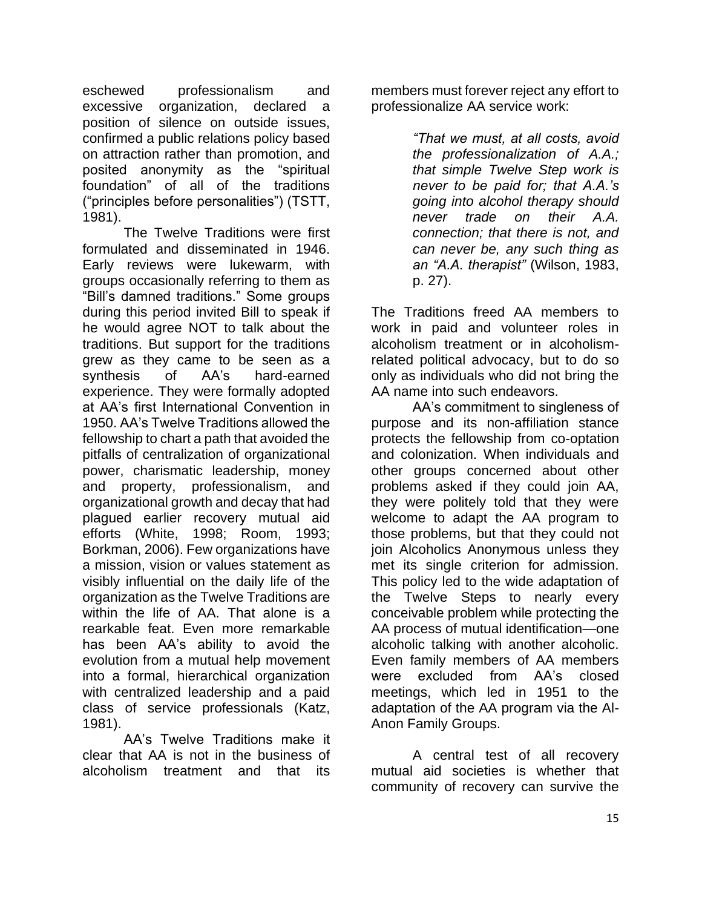eschewed professionalism and excessive organization, declared a position of silence on outside issues, confirmed a public relations policy based on attraction rather than promotion, and posited anonymity as the "spiritual foundation" of all of the traditions ("principles before personalities") (TSTT, 1981).

The Twelve Traditions were first formulated and disseminated in 1946. Early reviews were lukewarm, with groups occasionally referring to them as "Bill's damned traditions." Some groups during this period invited Bill to speak if he would agree NOT to talk about the traditions. But support for the traditions grew as they came to be seen as a synthesis of AA's hard-earned experience. They were formally adopted at AA's first International Convention in 1950. AA's Twelve Traditions allowed the fellowship to chart a path that avoided the pitfalls of centralization of organizational power, charismatic leadership, money and property, professionalism, and organizational growth and decay that had plagued earlier recovery mutual aid efforts (White, 1998; Room, 1993; Borkman, 2006). Few organizations have a mission, vision or values statement as visibly influential on the daily life of the organization as the Twelve Traditions are within the life of AA. That alone is a rearkable feat. Even more remarkable has been AA's ability to avoid the evolution from a mutual help movement into a formal, hierarchical organization with centralized leadership and a paid class of service professionals (Katz, 1981).

AA's Twelve Traditions make it clear that AA is not in the business of alcoholism treatment and that its members must forever reject any effort to professionalize AA service work:

> *"That we must, at all costs, avoid the professionalization of A.A.; that simple Twelve Step work is never to be paid for; that A.A.'s going into alcohol therapy should never trade on their A.A. connection; that there is not, and can never be, any such thing as an "A.A. therapist"* (Wilson, 1983, p. 27).

The Traditions freed AA members to work in paid and volunteer roles in alcoholism treatment or in alcoholism-related political advocacy, but to do so only as individuals who did not bring the AA name into such endeavors.

AA's commitment to singleness of purpose and its non-affiliation stance protects the fellowship from co-optation and colonization. When individuals and other groups concerned about other problems asked if they could join AA, they were politely told that they were welcome to adapt the AA program to those problems, but that they could not join Alcoholics Anonymous unless they met its single criterion for admission. This policy led to the wide adaptation of the Twelve Steps to nearly every conceivable problem while protecting the AA process of mutual identification—one alcoholic talking with another alcoholic. Even family members of AA members were excluded from AA's closed meetings, which led in 1951 to the adaptation of the AA program via the Al-Anon Family Groups.

A central test of all recovery mutual aid societies is whether that community of recovery can survive the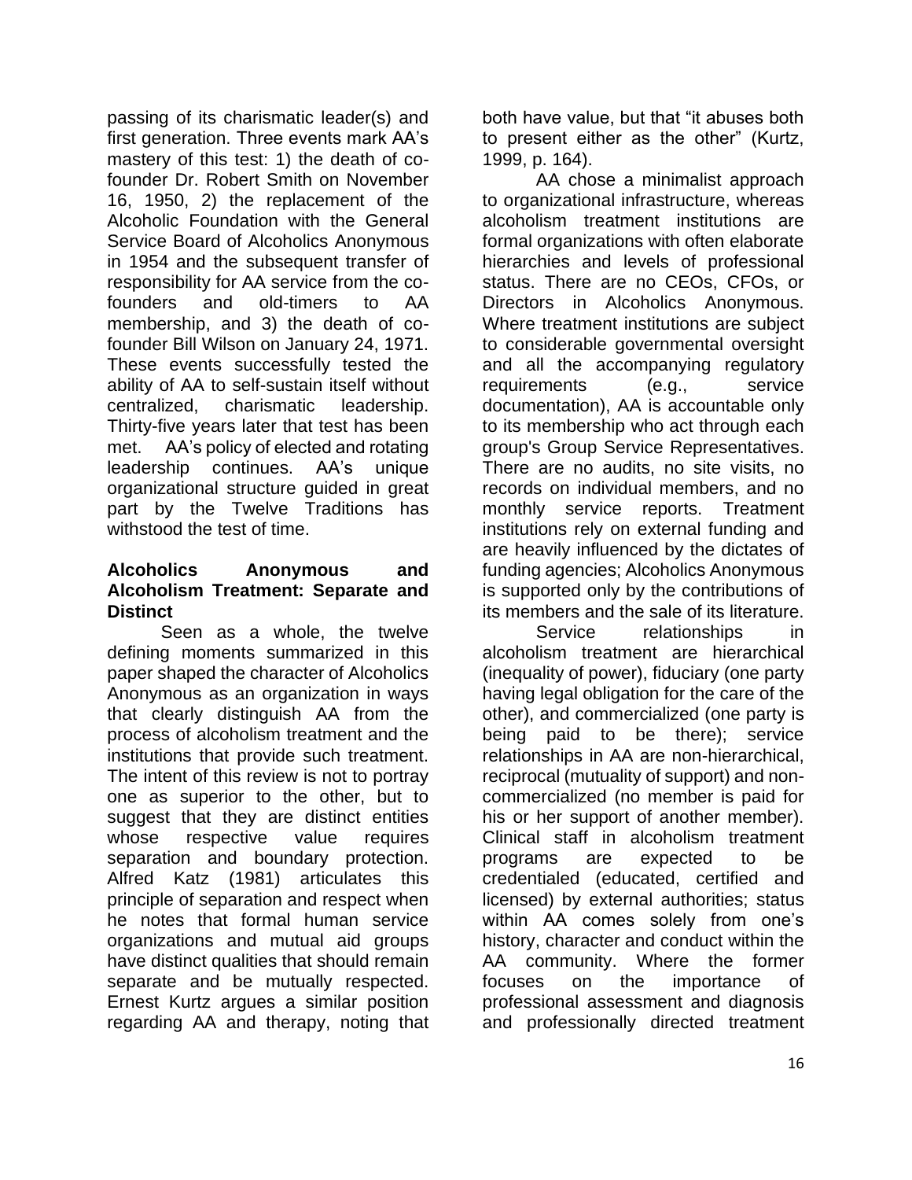passing of its charismatic leader(s) and first generation. Three events mark AA's mastery of this test: 1) the death of co-founder Dr. Robert Smith on November 16, 1950, 2) the replacement of the Alcoholic Foundation with the General Service Board of Alcoholics Anonymous in 1954 and the subsequent transfer of responsibility for AA service from the co-founders and old-timers to AA membership, and 3) the death of co-founder Bill Wilson on January 24, 1971. These events successfully tested the ability of AA to self-sustain itself without centralized, charismatic leadership. Thirty-five years later that test has been met. AA's policy of elected and rotating leadership continues. AA's unique organizational structure guided in great part by the Twelve Traditions has withstood the test of time.

### Alcoholics Anonymous and Alcoholism Treatment: Separate and Distinct

Seen as a whole, the twelve defining moments summarized in this paper shaped the character of Alcoholics Anonymous as an organization in ways that clearly distinguish AA from the process of alcoholism treatment and the institutions that provide such treatment. The intent of this review is not to portray one as superior to the other, but to suggest that they are distinct entities whose respective value requires separation and boundary protection. Alfred Katz (1981) articulates this principle of separation and respect when he notes that formal human service organizations and mutual aid groups have distinct qualities that should remain separate and be mutually respected. Ernest Kurtz argues a similar position regarding AA and therapy, noting that both have value, but that "it abuses both to present either as the other" (Kurtz, 1999, p. 164).

AA chose a minimalist approach to organizational infrastructure, whereas alcoholism treatment institutions are formal organizations with often elaborate hierarchies and levels of professional status. There are no CEOs, CFOs, or Directors in Alcoholics Anonymous. Where treatment institutions are subject to considerable governmental oversight and all the accompanying regulatory requirements (e.g., service documentation), AA is accountable only to its membership who act through each group's Group Service Representatives. There are no audits, no site visits, no records on individual members, and no monthly service reports. Treatment institutions rely on external funding and are heavily influenced by the dictates of funding agencies; Alcoholics Anonymous is supported only by the contributions of its members and the sale of its literature.

Service relationships in alcoholism treatment are hierarchical (inequality of power), fiduciary (one party having legal obligation for the care of the other), and commercialized (one party is being paid to be there); service relationships in AA are non-hierarchical, reciprocal (mutuality of support) and non-commercialized (no member is paid for his or her support of another member). Clinical staff in alcoholism treatment programs are expected to be credentialed (educated, certified and licensed) by external authorities; status within AA comes solely from one's history, character and conduct within the AA community. Where the former focuses on the importance of professional assessment and diagnosis and professionally directed treatment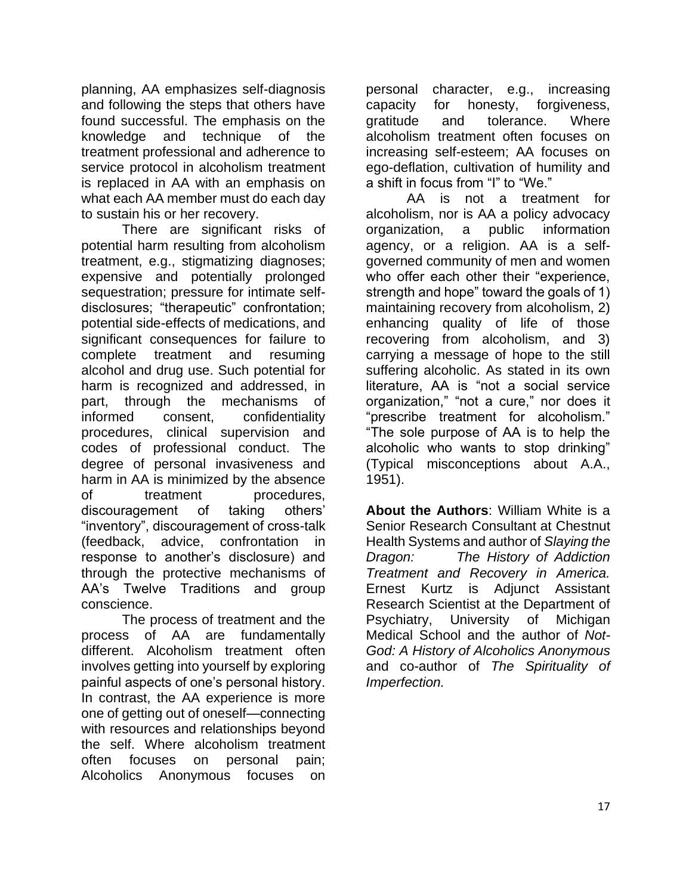planning, AA emphasizes self-diagnosis and following the steps that others have found successful. The emphasis on the knowledge and technique of the treatment professional and adherence to service protocol in alcoholism treatment is replaced in AA with an emphasis on what each AA member must do each day to sustain his or her recovery.

There are significant risks of potential harm resulting from alcoholism treatment, e.g., stigmatizing diagnoses; expensive and potentially prolonged sequestration; pressure for intimate self-disclosures; "therapeutic" confrontation; potential side-effects of medications, and significant consequences for failure to complete treatment and resuming alcohol and drug use. Such potential for harm is recognized and addressed, in part, through the mechanisms of informed consent, confidentiality procedures, clinical supervision and codes of professional conduct. The degree of personal invasiveness and harm in AA is minimized by the absence of treatment procedures, discouragement of taking others' "inventory", discouragement of cross-talk (feedback, advice, confrontation in response to another's disclosure) and through the protective mechanisms of AA's Twelve Traditions and group conscience.

The process of treatment and the process of AA are fundamentally different. Alcoholism treatment often involves getting into yourself by exploring painful aspects of one's personal history. In contrast, the AA experience is more one of getting out of oneself—connecting with resources and relationships beyond the self. Where alcoholism treatment often focuses on personal pain; Alcoholics Anonymous focuses on personal character, e.g., increasing capacity for honesty, forgiveness, gratitude and tolerance. Where alcoholism treatment often focuses on increasing self-esteem; AA focuses on ego-deflation, cultivation of humility and a shift in focus from "I" to "We."

AA is not a treatment for alcoholism, nor is AA a policy advocacy organization, a public information agency, or a religion. AA is a self-governed community of men and women who offer each other their "experience, strength and hope" toward the goals of 1) maintaining recovery from alcoholism, 2) enhancing quality of life of those recovering from alcoholism, and 3) carrying a message of hope to the still suffering alcoholic. As stated in its own literature, AA is "not a social service organization," "not a cure," nor does it "prescribe treatment for alcoholism." "The sole purpose of AA is to help the alcoholic who wants to stop drinking" (Typical misconceptions about A.A., 1951).

**About the Authors**: William White is a Senior Research Consultant at Chestnut Health Systems and author of *Slaying the Dragon: The History of Addiction Treatment and Recovery in America.* Ernest Kurtz is Adjunct Assistant Research Scientist at the Department of Psychiatry, University of Michigan Medical School and the author of *Not-God: A History of Alcoholics Anonymous* and co-author of *The Spirituality of Imperfection.*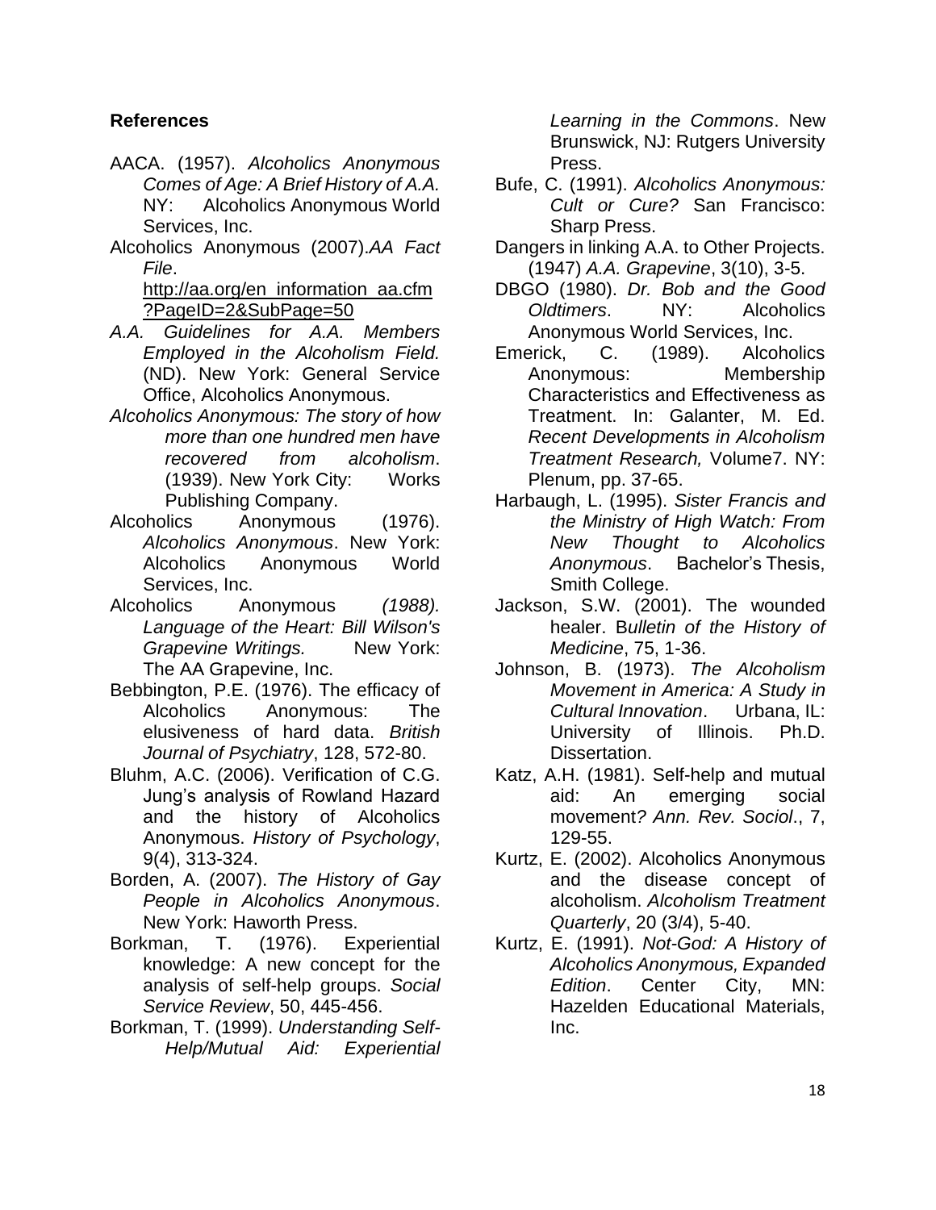**References**

AACA. (1957). *Alcoholics Anonymous Comes of Age: A Brief History of A.A.* NY: Alcoholics Anonymous World Services, Inc.

Alcoholics Anonymous (2007).*AA Fact File*. http://aa.org/en_information_aa.cfm?PageID=2&SubPage=50

*A.A. Guidelines for A.A. Members Employed in the Alcoholism Field.* (ND). New York: General Service Office, Alcoholics Anonymous.

*Alcoholics Anonymous: The story of how more than one hundred men have recovered from alcoholism*. (1939). New York City: Works Publishing Company.

Alcoholics Anonymous (1976). *Alcoholics Anonymous*. New York: Alcoholics Anonymous World Services, Inc.

Alcoholics Anonymous *(1988). Language of the Heart: Bill Wilson's Grapevine Writings.* New York: The AA Grapevine, Inc.

Bebbington, P.E. (1976). The efficacy of Alcoholics Anonymous: The elusiveness of hard data. *British Journal of Psychiatry*, 128, 572-80.

Bluhm, A.C. (2006). Verification of C.G. Jung's analysis of Rowland Hazard and the history of Alcoholics Anonymous. *History of Psychology*, 9(4), 313-324.

Borden, A. (2007). *The History of Gay People in Alcoholics Anonymous*. New York: Haworth Press.

Borkman, T. (1976). Experiential knowledge: A new concept for the analysis of self-help groups. *Social Service Review*, 50, 445-456.

Borkman, T. (1999). *Understanding Self-Help/Mutual Aid: Experiential Learning in the Commons*. New Brunswick, NJ: Rutgers University Press.

Bufe, C. (1991). *Alcoholics Anonymous: Cult or Cure?* San Francisco: Sharp Press.

Dangers in linking A.A. to Other Projects. (1947) *A.A. Grapevine*, 3(10), 3-5.

DBGO (1980). *Dr. Bob and the Good Oldtimers*. NY: Alcoholics Anonymous World Services, Inc.

Emerick, C. (1989). Alcoholics Anonymous: Membership Characteristics and Effectiveness as Treatment. In: Galanter, M. Ed. *Recent Developments in Alcoholism Treatment Research,* Volume7. NY: Plenum, pp. 37-65.

Harbaugh, L. (1995). *Sister Francis and the Ministry of High Watch: From New Thought to Alcoholics Anonymous*. Bachelor's Thesis, Smith College.

Jackson, S.W. (2001). The wounded healer. B*ulletin of the History of Medicine*, 75, 1-36.

Johnson, B. (1973). *The Alcoholism Movement in America: A Study in Cultural Innovation*. Urbana, IL: University of Illinois. Ph.D. Dissertation.

Katz, A.H. (1981). Self-help and mutual aid: An emerging social movement*? Ann. Rev. Sociol*., 7, 129-55.

Kurtz, E. (2002). Alcoholics Anonymous and the disease concept of alcoholism. *Alcoholism Treatment Quarterly*, 20 (3/4), 5-40.

Kurtz, E. (1991). *Not-God: A History of Alcoholics Anonymous, Expanded Edition*. Center City, MN: Hazelden Educational Materials, Inc.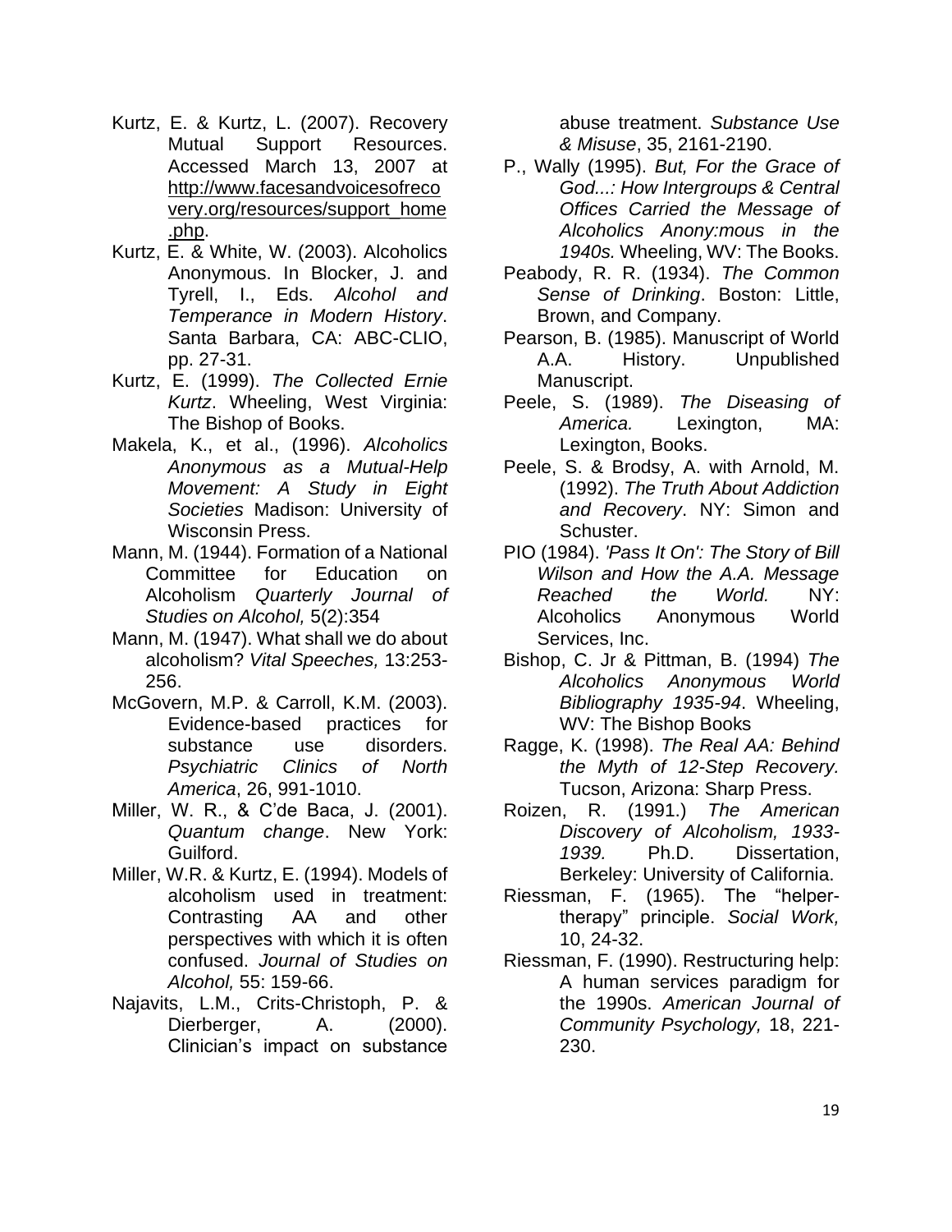Kurtz, E. & Kurtz, L. (2007). Recovery Mutual Support Resources. Accessed March 13, 2007 at http://www.facesandvoicesofrecovery.org/resources/support_home.php.

Kurtz, E. & White, W. (2003). Alcoholics Anonymous. In Blocker, J. and Tyrell, I., Eds. *Alcohol and Temperance in Modern History*. Santa Barbara, CA: ABC-CLIO, pp. 27-31.

Kurtz, E. (1999). *The Collected Ernie Kurtz*. Wheeling, West Virginia: The Bishop of Books.

Makela, K., et al., (1996). *Alcoholics Anonymous as a Mutual-Help Movement: A Study in Eight Societies* Madison: University of Wisconsin Press.

Mann, M. (1944). Formation of a National Committee for Education on Alcoholism *Quarterly Journal of Studies on Alcohol,* 5(2):354

Mann, M. (1947). What shall we do about alcoholism? *Vital Speeches,* 13:253-256.

McGovern, M.P. & Carroll, K.M. (2003). Evidence-based practices for substance use disorders. *Psychiatric Clinics of North America*, 26, 991-1010.

Miller, W. R., & C'de Baca, J. (2001). *Quantum change*. New York: Guilford.

Miller, W.R. & Kurtz, E. (1994). Models of alcoholism used in treatment: Contrasting AA and other perspectives with which it is often confused. *Journal of Studies on Alcohol,* 55: 159-66.

Najavits, L.M., Crits-Christoph, P. & Dierberger, A. (2000). Clinician's impact on substance abuse treatment. *Substance Use & Misuse*, 35, 2161-2190.

P., Wally (1995). *But, For the Grace of God...: How Intergroups & Central Offices Carried the Message of Alcoholics Anony:mous in the 1940s.* Wheeling, WV: The Books.

Peabody, R. R. (1934). *The Common Sense of Drinking*. Boston: Little, Brown, and Company.

Pearson, B. (1985). Manuscript of World A.A. History. Unpublished Manuscript.

Peele, S. (1989). *The Diseasing of America.* Lexington, MA: Lexington, Books.

Peele, S. & Brodsy, A. with Arnold, M. (1992). *The Truth About Addiction and Recovery*. NY: Simon and Schuster.

PIO (1984). *'Pass It On': The Story of Bill Wilson and How the A.A. Message Reached the World.* NY: Alcoholics Anonymous World Services, Inc.

Bishop, C. Jr & Pittman, B. (1994) *The Alcoholics Anonymous World Bibliography 1935-94*. Wheeling, WV: The Bishop Books

Ragge, K. (1998). *The Real AA: Behind the Myth of 12-Step Recovery.* Tucson, Arizona: Sharp Press.

Roizen, R. (1991.) *The American Discovery of Alcoholism, 1933-1939.* Ph.D. Dissertation, Berkeley: University of California.

Riessman, F. (1965). The "helper-therapy" principle. *Social Work,* 10, 24-32.

Riessman, F. (1990). Restructuring help: A human services paradigm for the 1990s. *American Journal of Community Psychology,* 18, 221-230.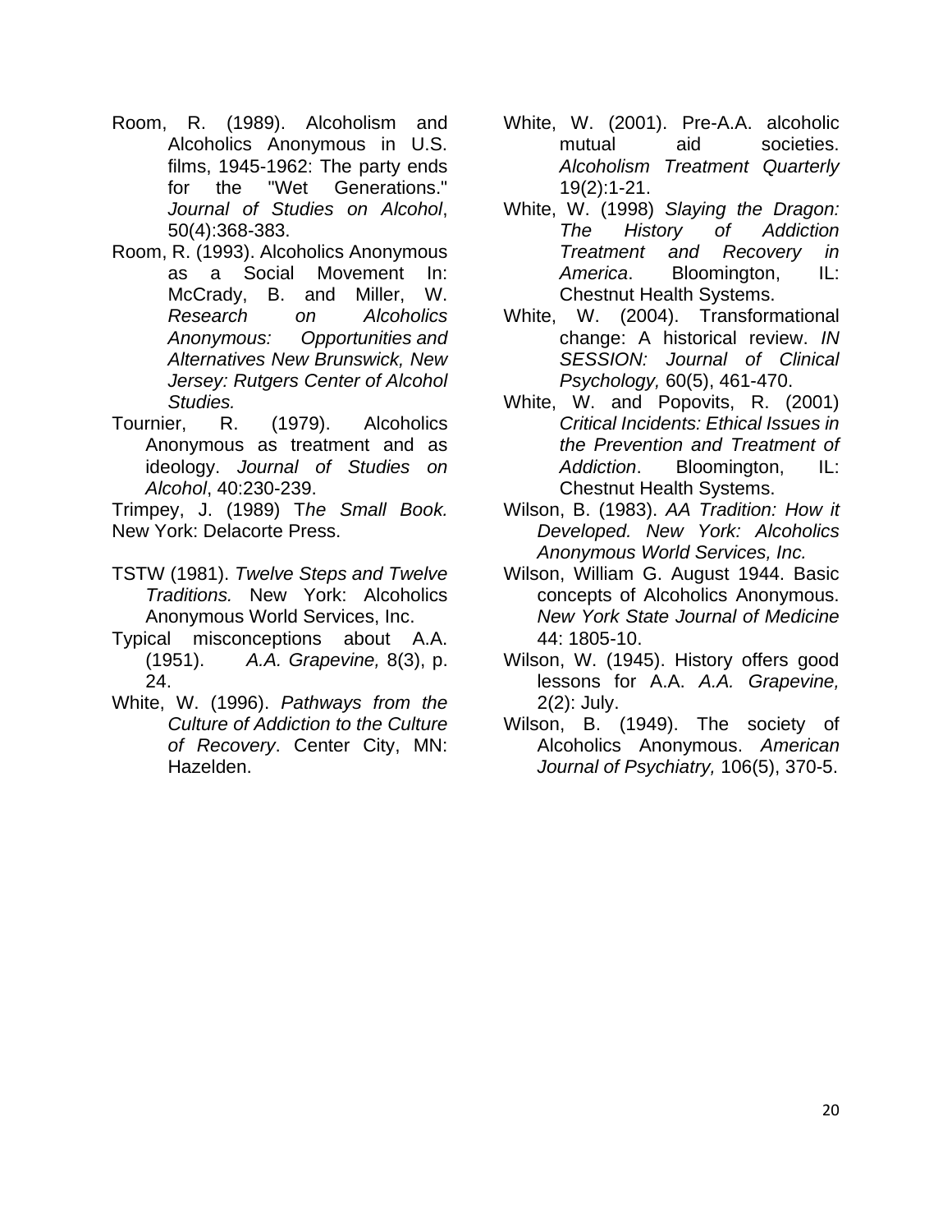Room, R. (1989). Alcoholism and Alcoholics Anonymous in U.S. films, 1945-1962: The party ends for the "Wet Generations." *Journal of Studies on Alcohol*, 50(4):368-383.

Room, R. (1993). Alcoholics Anonymous as a Social Movement In: McCrady, B. and Miller, W. *Research on Alcoholics Anonymous: Opportunities and Alternatives New Brunswick, New Jersey: Rutgers Center of Alcohol Studies.*

Tournier, R. (1979). Alcoholics Anonymous as treatment and as ideology. *Journal of Studies on Alcohol*, 40:230-239.

Trimpey, J. (1989) T*he Small Book.* New York: Delacorte Press.

TSTW (1981). *Twelve Steps and Twelve Traditions.* New York: Alcoholics Anonymous World Services, Inc.

Typical misconceptions about A.A. (1951). *A.A. Grapevine,* 8(3), p. 24.

White, W. (1996). *Pathways from the Culture of Addiction to the Culture of Recovery*. Center City, MN: Hazelden.

White, W. (2001). Pre-A.A. alcoholic mutual aid societies. *Alcoholism Treatment Quarterly* 19(2):1-21.

White, W. (1998) *Slaying the Dragon: The History of Addiction Treatment and Recovery in America*. Bloomington, IL: Chestnut Health Systems.

White, W. (2004). Transformational change: A historical review. *IN SESSION: Journal of Clinical Psychology,* 60(5), 461-470.

White, W. and Popovits, R. (2001) *Critical Incidents: Ethical Issues in the Prevention and Treatment of Addiction*. Bloomington, IL: Chestnut Health Systems.

Wilson, B. (1983). *AA Tradition: How it Developed. New York: Alcoholics Anonymous World Services, Inc.*

Wilson, William G. August 1944. Basic concepts of Alcoholics Anonymous. *New York State Journal of Medicine* 44: 1805-10.

Wilson, W. (1945). History offers good lessons for A.A. *A.A. Grapevine,* 2(2): July.

Wilson, B. (1949). The society of Alcoholics Anonymous. *American Journal of Psychiatry,* 106(5), 370-5.